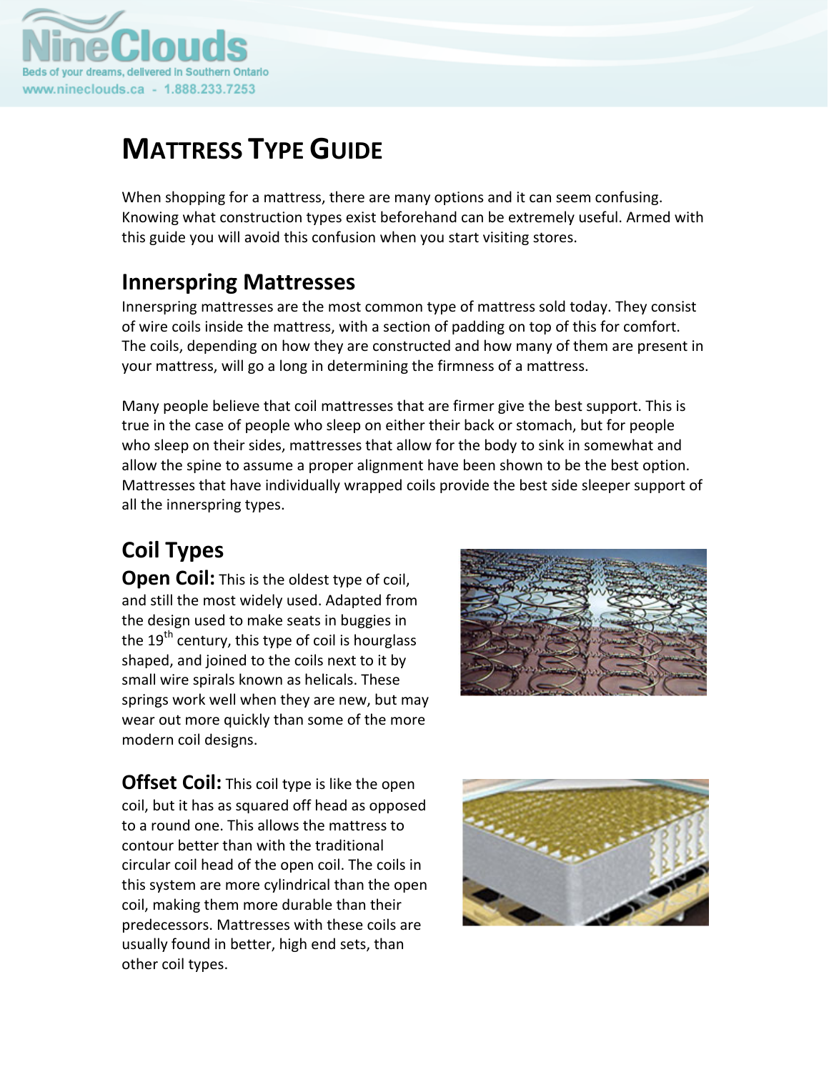# MATTRESS TYPE GUIDE

When shopping for a mattress, there are many options and it can seem confusing. Knowing what construction types exist beforehand can be extremely useful. Armed with this guide you will avoid this confusion when you start visiting stores.

## Innerspring Mattresses

Innerspring mattresses are the most common type of mattress sold today. They consist of wire coils inside the mattress, with a section of padding on top of this for comfort. The coils, depending on how they are constructed and how many of them are present in your mattress, will go a long in determining the firmness of a mattress.

Many people believe that coil mattresses that are firmer give the best support. This is true in the case of people who sleep on either their back or stomach, but for people who sleep on their sides, mattresses that allow for the body to sink in somewhat and allow the spine to assume a proper alignment have been shown to be the best option. Mattresses that have individually wrapped coils provide the best side sleeper support of all the innerspring types.

## Coil Types

**Open Coil:** This is the oldest type of coil, and still the most widely used. Adapted from the design used to make seats in buggies in the 19th century, this type of coil is hourglass shaped, and joined to the coils next to it by small wire spirals known as helicals. These springs work well when they are new, but may wear out more quickly than some of the more modern coil designs.

**Offset Coil:** This coil type is like the open coil, but it has as squared off head as opposed to a round one. This allows the mattress to contour better than with the traditional circular coil head of the open coil. The coils in this system are more cylindrical than the open coil, making them more durable than their predecessors. Mattresses with these coils are usually found in better, high end sets, than other coil types.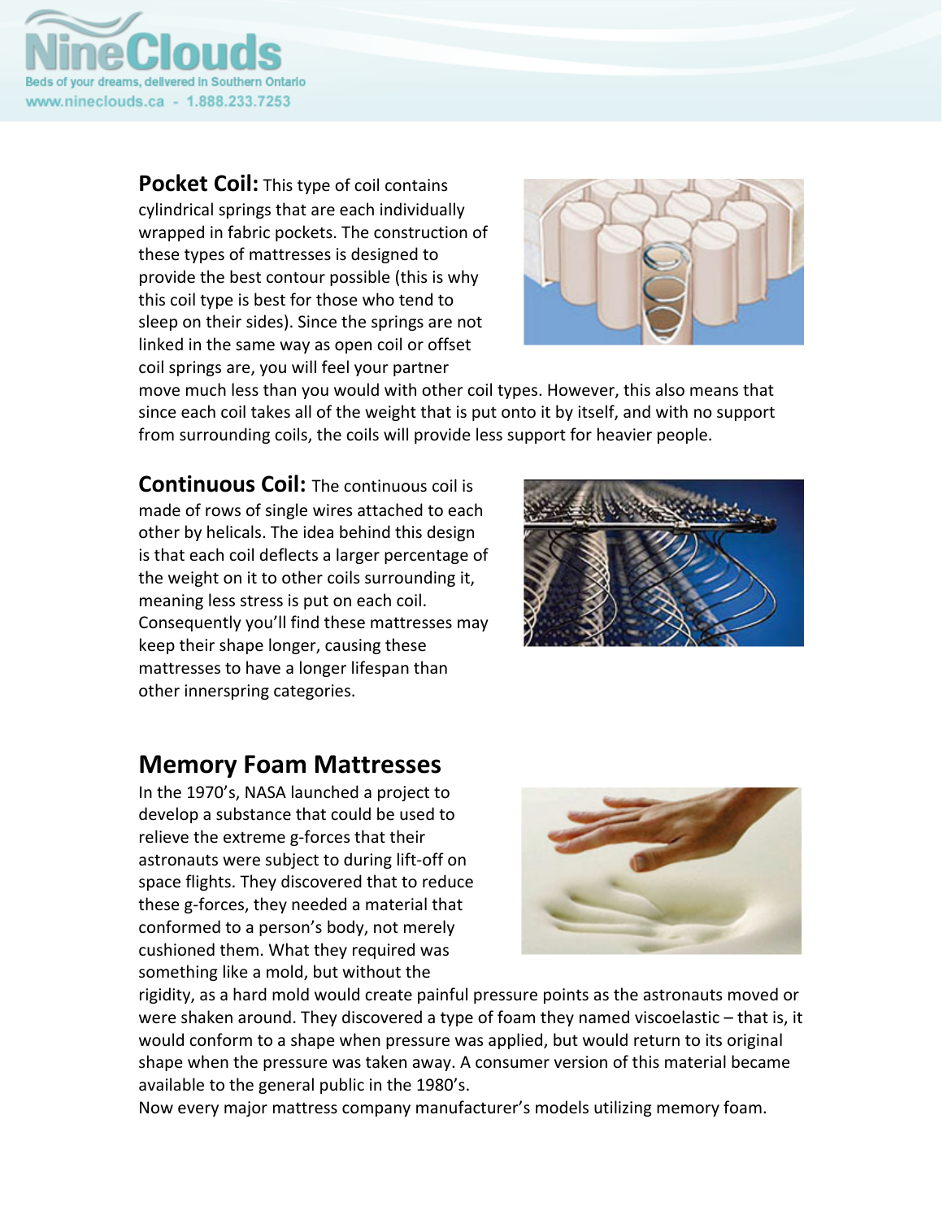**Pocket Coil:** This type of coil contains cylindrical springs that are each individually wrapped in fabric pockets. The construction of these types of mattresses is designed to provide the best contour possible (this is why this coil type is best for those who tend to sleep on their sides). Since the springs are not linked in the same way as open coil or offset coil springs are, you will feel your partner move much less than you would with other coil types. However, this also means that since each coil takes all of the weight that is put onto it by itself, and with no support from surrounding coils, the coils will provide less support for heavier people.

**Continuous Coil:** The continuous coil is made of rows of single wires attached to each other by helicals. The idea behind this design is that each coil deflects a larger percentage of the weight on it to other coils surrounding it, meaning less stress is put on each coil. Consequently you'll find these mattresses may keep their shape longer, causing these mattresses to have a longer lifespan than other innerspring categories.

## Memory Foam Mattresses

In the 1970's, NASA launched a project to develop a substance that could be used to relieve the extreme g-forces that their astronauts were subject to during lift-off on space flights. They discovered that to reduce these g-forces, they needed a material that conformed to a person's body, not merely cushioned them. What they required was something like a mold, but without the rigidity, as a hard mold would create painful pressure points as the astronauts moved or were shaken around. They discovered a type of foam they named viscoelastic – that is, it would conform to a shape when pressure was applied, but would return to its original shape when the pressure was taken away. A consumer version of this material became available to the general public in the 1980's.

Now every major mattress company manufacturer's models utilizing memory foam.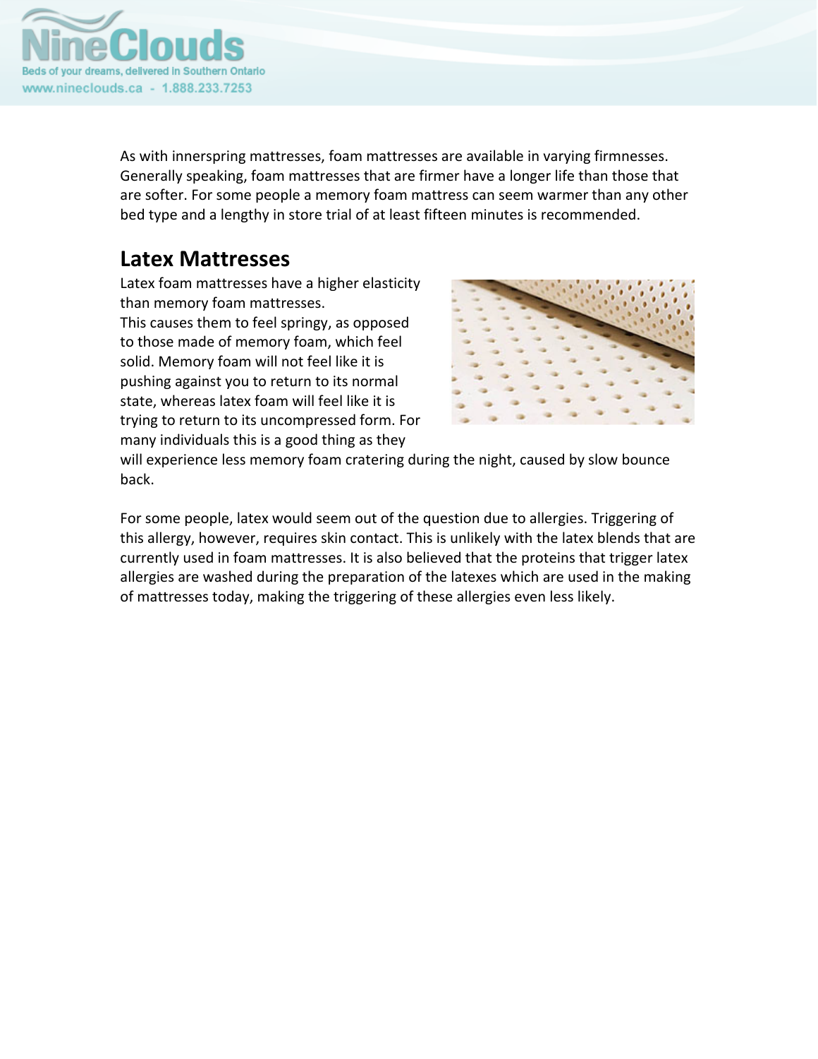As with innerspring mattresses, foam mattresses are available in varying firmnesses. Generally speaking, foam mattresses that are firmer have a longer life than those that are softer. For some people a memory foam mattress can seem warmer than any other bed type and a lengthy in store trial of at least fifteen minutes is recommended.

## Latex Mattresses

Latex foam mattresses have a higher elasticity than memory foam mattresses. This causes them to feel springy, as opposed to those made of memory foam, which feel solid. Memory foam will not feel like it is pushing against you to return to its normal state, whereas latex foam will feel like it is trying to return to its uncompressed form. For many individuals this is a good thing as they will experience less memory foam cratering during the night, caused by slow bounce back.

For some people, latex would seem out of the question due to allergies. Triggering of this allergy, however, requires skin contact. This is unlikely with the latex blends that are currently used in foam mattresses. It is also believed that the proteins that trigger latex allergies are washed during the preparation of the latexes which are used in the making of mattresses today, making the triggering of these allergies even less likely.